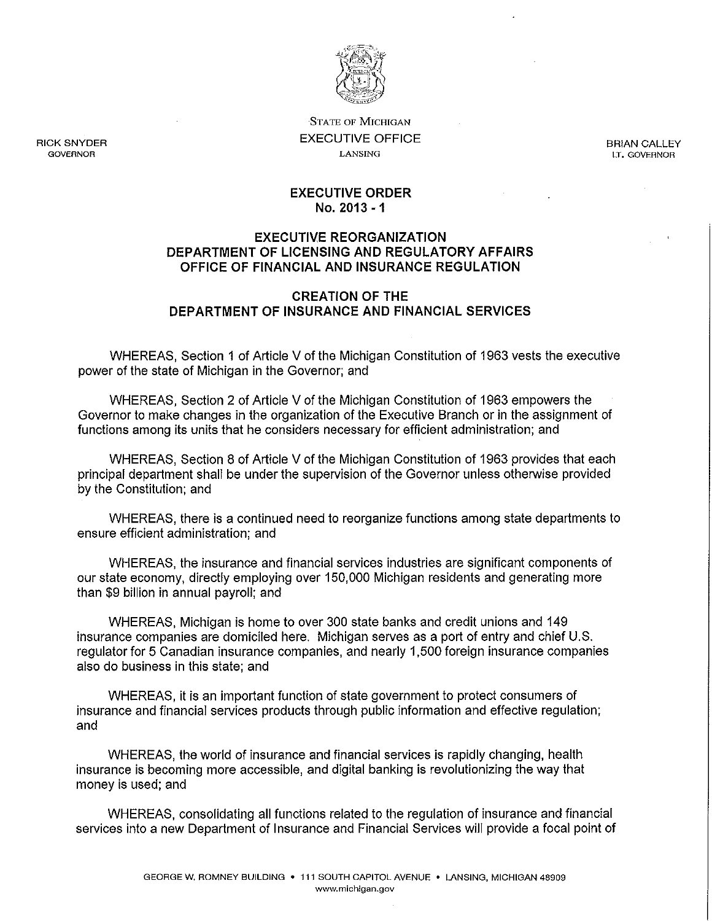STATE OF MICHIGAN
EXECUTIVE OFFICE
LANSING

RICK SNYDER
GOVERNOR

BRIAN CALLEY
LT. GOVERNOR

# EXECUTIVE ORDER
# No. 2013 - 1

## EXECUTIVE REORGANIZATION
## DEPARTMENT OF LICENSING AND REGULATORY AFFAIRS
## OFFICE OF FINANCIAL AND INSURANCE REGULATION

## CREATION OF THE
## DEPARTMENT OF INSURANCE AND FINANCIAL SERVICES

WHEREAS, Section 1 of Article V of the Michigan Constitution of 1963 vests the executive power of the state of Michigan in the Governor; and

WHEREAS, Section 2 of Article V of the Michigan Constitution of 1963 empowers the Governor to make changes in the organization of the Executive Branch or in the assignment of functions among its units that he considers necessary for efficient administration; and

WHEREAS, Section 8 of Article V of the Michigan Constitution of 1963 provides that each principal department shall be under the supervision of the Governor unless otherwise provided by the Constitution; and

WHEREAS, there is a continued need to reorganize functions among state departments to ensure efficient administration; and

WHEREAS, the insurance and financial services industries are significant components of our state economy, directly employing over 150,000 Michigan residents and generating more than $9 billion in annual payroll; and

WHEREAS, Michigan is home to over 300 state banks and credit unions and 149 insurance companies are domiciled here. Michigan serves as a port of entry and chief U.S. regulator for 5 Canadian insurance companies, and nearly 1,500 foreign insurance companies also do business in this state; and

WHEREAS, it is an important function of state government to protect consumers of insurance and financial services products through public information and effective regulation; and

WHEREAS, the world of insurance and financial services is rapidly changing, health insurance is becoming more accessible, and digital banking is revolutionizing the way that money is used; and

WHEREAS, consolidating all functions related to the regulation of insurance and financial services into a new Department of Insurance and Financial Services will provide a focal point of

GEORGE W. ROMNEY BUILDING • 111 SOUTH CAPITOL AVENUE • LANSING, MICHIGAN 48909
www.michigan.gov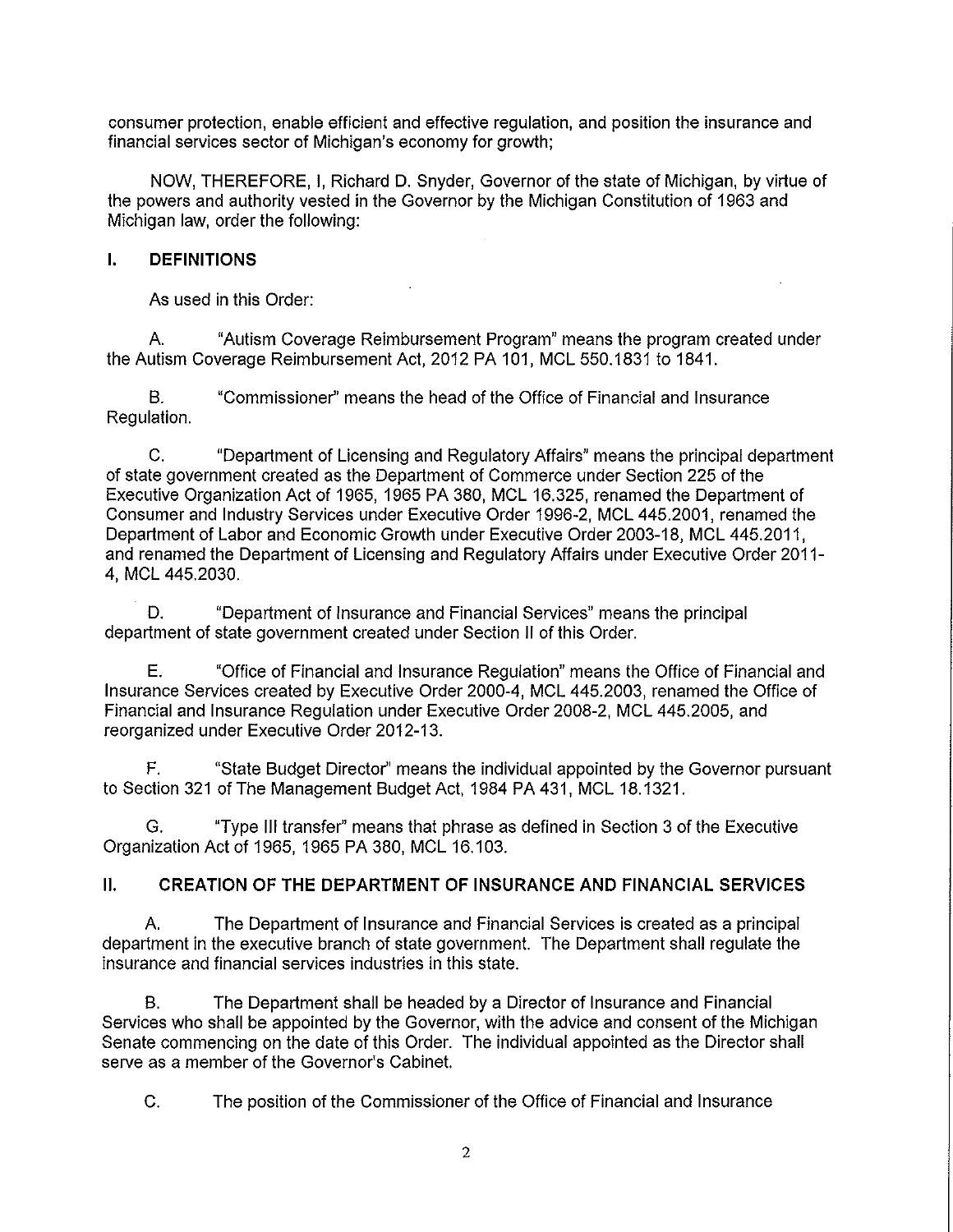consumer protection, enable efficient and effective regulation, and position the insurance and financial services sector of Michigan's economy for growth;

NOW, THEREFORE, I, Richard D. Snyder, Governor of the state of Michigan, by virtue of the powers and authority vested in the Governor by the Michigan Constitution of 1963 and Michigan law, order the following:

## I. DEFINITIONS

As used in this Order:

A. "Autism Coverage Reimbursement Program" means the program created under the Autism Coverage Reimbursement Act, 2012 PA 101, MCL 550.1831 to 1841.

B. "Commissioner" means the head of the Office of Financial and Insurance Regulation.

C. "Department of Licensing and Regulatory Affairs" means the principal department of state government created as the Department of Commerce under Section 225 of the Executive Organization Act of 1965, 1965 PA 380, MCL 16.325, renamed the Department of Consumer and Industry Services under Executive Order 1996-2, MCL 445.2001, renamed the Department of Labor and Economic Growth under Executive Order 2003-18, MCL 445.2011, and renamed the Department of Licensing and Regulatory Affairs under Executive Order 2011-4, MCL 445.2030.

D. "Department of Insurance and Financial Services" means the principal department of state government created under Section II of this Order.

E. "Office of Financial and Insurance Regulation" means the Office of Financial and Insurance Services created by Executive Order 2000-4, MCL 445.2003, renamed the Office of Financial and Insurance Regulation under Executive Order 2008-2, MCL 445.2005, and reorganized under Executive Order 2012-13.

F. "State Budget Director" means the individual appointed by the Governor pursuant to Section 321 of The Management Budget Act, 1984 PA 431, MCL 18.1321.

G. "Type III transfer" means that phrase as defined in Section 3 of the Executive Organization Act of 1965, 1965 PA 380, MCL 16.103.

## II. CREATION OF THE DEPARTMENT OF INSURANCE AND FINANCIAL SERVICES

A. The Department of Insurance and Financial Services is created as a principal department in the executive branch of state government. The Department shall regulate the insurance and financial services industries in this state.

B. The Department shall be headed by a Director of Insurance and Financial Services who shall be appointed by the Governor, with the advice and consent of the Michigan Senate commencing on the date of this Order. The individual appointed as the Director shall serve as a member of the Governor's Cabinet.

C. The position of the Commissioner of the Office of Financial and Insurance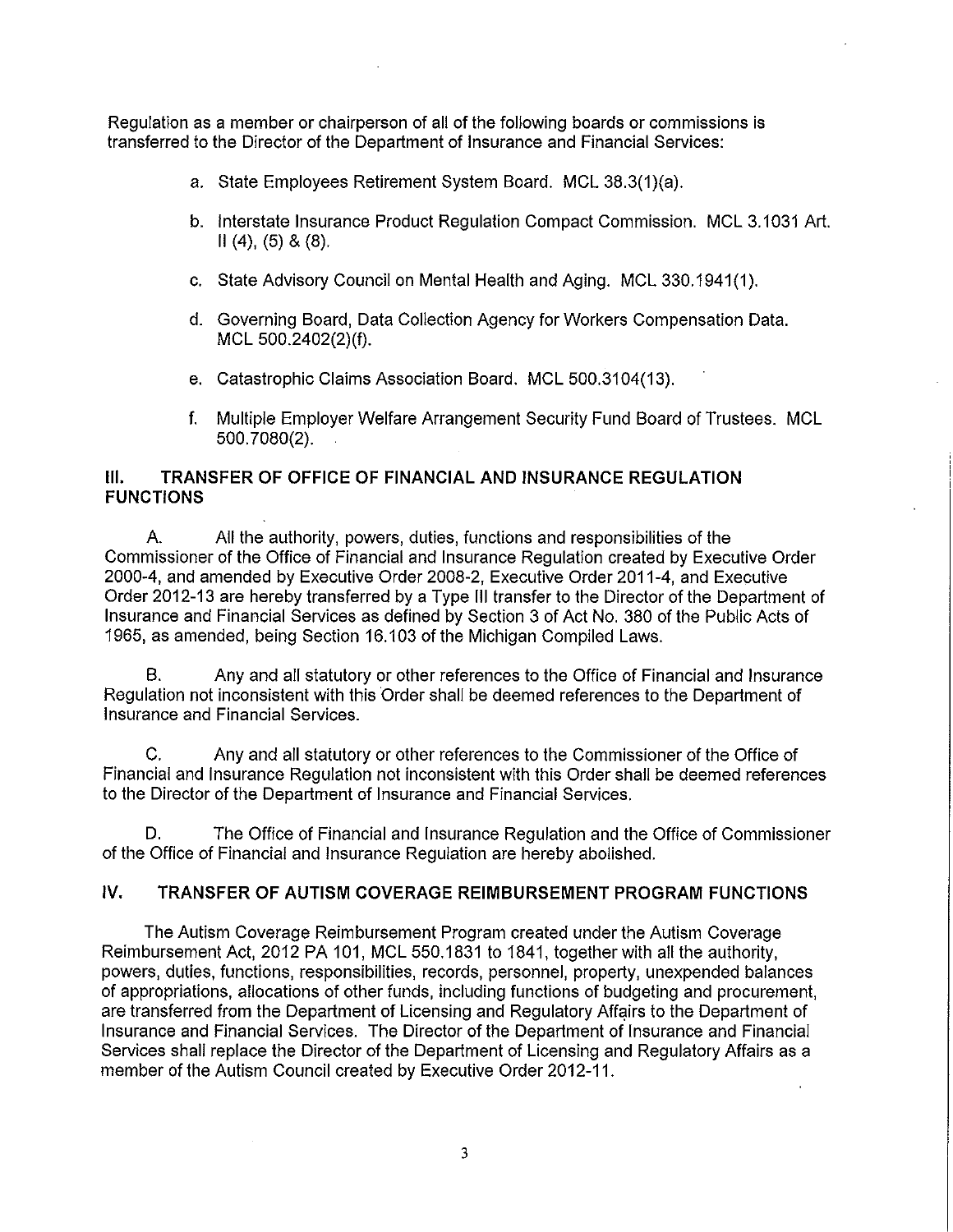Regulation as a member or chairperson of all of the following boards or commissions is transferred to the Director of the Department of Insurance and Financial Services:

a. State Employees Retirement System Board. MCL 38.3(1)(a).

b. Interstate Insurance Product Regulation Compact Commission. MCL 3.1031 Art. II (4), (5) & (8).

c. State Advisory Council on Mental Health and Aging. MCL 330.1941(1).

d. Governing Board, Data Collection Agency for Workers Compensation Data. MCL 500.2402(2)(f).

e. Catastrophic Claims Association Board. MCL 500.3104(13).

f. Multiple Employer Welfare Arrangement Security Fund Board of Trustees. MCL 500.7080(2).

## III. TRANSFER OF OFFICE OF FINANCIAL AND INSURANCE REGULATION FUNCTIONS

A. All the authority, powers, duties, functions and responsibilities of the Commissioner of the Office of Financial and Insurance Regulation created by Executive Order 2000-4, and amended by Executive Order 2008-2, Executive Order 2011-4, and Executive Order 2012-13 are hereby transferred by a Type III transfer to the Director of the Department of Insurance and Financial Services as defined by Section 3 of Act No. 380 of the Public Acts of 1965, as amended, being Section 16.103 of the Michigan Compiled Laws.

B. Any and all statutory or other references to the Office of Financial and Insurance Regulation not inconsistent with this Order shall be deemed references to the Department of Insurance and Financial Services.

C. Any and all statutory or other references to the Commissioner of the Office of Financial and Insurance Regulation not inconsistent with this Order shall be deemed references to the Director of the Department of Insurance and Financial Services.

D. The Office of Financial and Insurance Regulation and the Office of Commissioner of the Office of Financial and Insurance Regulation are hereby abolished.

## IV. TRANSFER OF AUTISM COVERAGE REIMBURSEMENT PROGRAM FUNCTIONS

The Autism Coverage Reimbursement Program created under the Autism Coverage Reimbursement Act, 2012 PA 101, MCL 550.1831 to 1841, together with all the authority, powers, duties, functions, responsibilities, records, personnel, property, unexpended balances of appropriations, allocations of other funds, including functions of budgeting and procurement, are transferred from the Department of Licensing and Regulatory Affairs to the Department of Insurance and Financial Services. The Director of the Department of Insurance and Financial Services shall replace the Director of the Department of Licensing and Regulatory Affairs as a member of the Autism Council created by Executive Order 2012-11.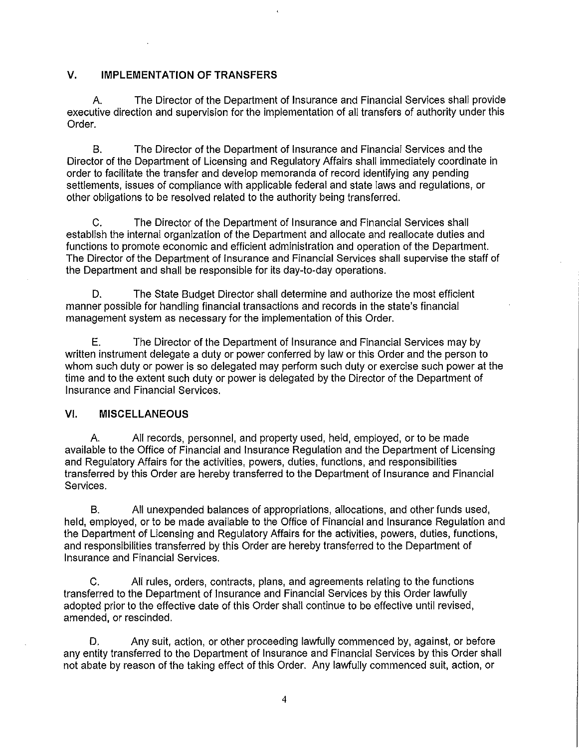## V. IMPLEMENTATION OF TRANSFERS

A. The Director of the Department of Insurance and Financial Services shall provide executive direction and supervision for the implementation of all transfers of authority under this Order.

B. The Director of the Department of Insurance and Financial Services and the Director of the Department of Licensing and Regulatory Affairs shall immediately coordinate in order to facilitate the transfer and develop memoranda of record identifying any pending settlements, issues of compliance with applicable federal and state laws and regulations, or other obligations to be resolved related to the authority being transferred.

C. The Director of the Department of Insurance and Financial Services shall establish the internal organization of the Department and allocate and reallocate duties and functions to promote economic and efficient administration and operation of the Department. The Director of the Department of Insurance and Financial Services shall supervise the staff of the Department and shall be responsible for its day-to-day operations.

D. The State Budget Director shall determine and authorize the most efficient manner possible for handling financial transactions and records in the state's financial management system as necessary for the implementation of this Order.

E. The Director of the Department of Insurance and Financial Services may by written instrument delegate a duty or power conferred by law or this Order and the person to whom such duty or power is so delegated may perform such duty or exercise such power at the time and to the extent such duty or power is delegated by the Director of the Department of Insurance and Financial Services.

## VI. MISCELLANEOUS

A. All records, personnel, and property used, held, employed, or to be made available to the Office of Financial and Insurance Regulation and the Department of Licensing and Regulatory Affairs for the activities, powers, duties, functions, and responsibilities transferred by this Order are hereby transferred to the Department of Insurance and Financial Services.

B. All unexpended balances of appropriations, allocations, and other funds used, held, employed, or to be made available to the Office of Financial and Insurance Regulation and the Department of Licensing and Regulatory Affairs for the activities, powers, duties, functions, and responsibilities transferred by this Order are hereby transferred to the Department of Insurance and Financial Services.

C. All rules, orders, contracts, plans, and agreements relating to the functions transferred to the Department of Insurance and Financial Services by this Order lawfully adopted prior to the effective date of this Order shall continue to be effective until revised, amended, or rescinded.

D. Any suit, action, or other proceeding lawfully commenced by, against, or before any entity transferred to the Department of Insurance and Financial Services by this Order shall not abate by reason of the taking effect of this Order. Any lawfully commenced suit, action, or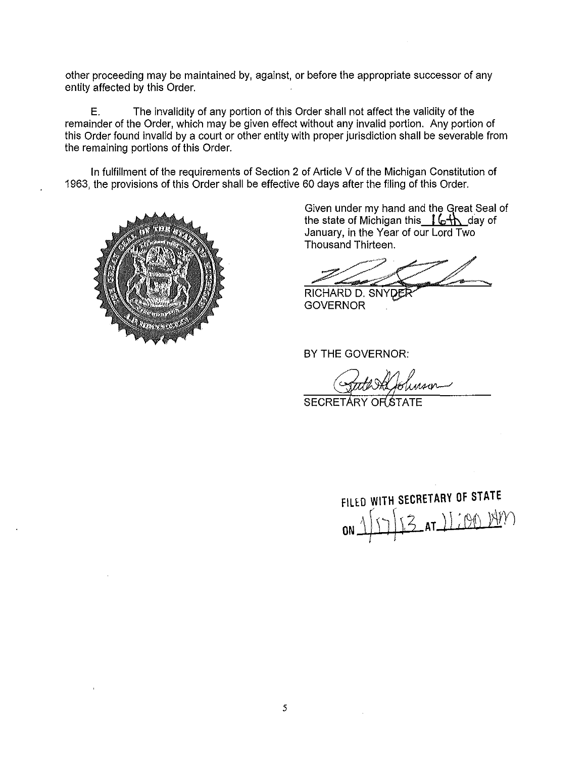other proceeding may be maintained by, against, or before the appropriate successor of any entity affected by this Order.

E. The invalidity of any portion of this Order shall not affect the validity of the remainder of the Order, which may be given effect without any invalid portion. Any portion of this Order found invalid by a court or other entity with proper jurisdiction shall be severable from the remaining portions of this Order.

In fulfillment of the requirements of Section 2 of Article V of the Michigan Constitution of 1963, the provisions of this Order shall be effective 60 days after the filing of this Order.

Given under my hand and the Great Seal of the state of Michigan this 16th day of January, in the Year of our Lord Two Thousand Thirteen.

RICHARD D. SNYDER
GOVERNOR

BY THE GOVERNOR:

SECRETARY OF STATE

FILED WITH SECRETARY OF STATE
ON 1/17/13 AT 11:00 AM